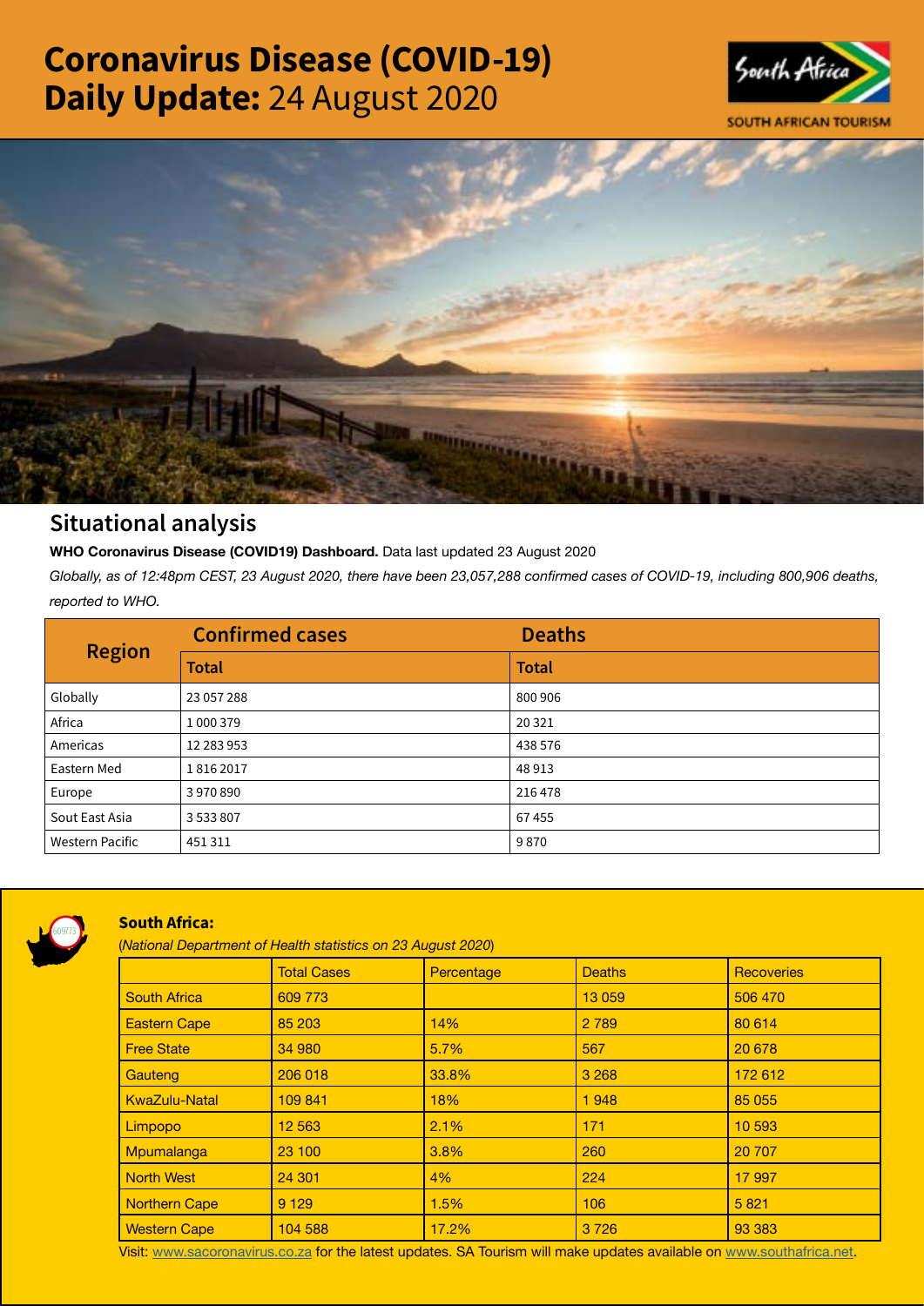# **Coronavirus Disease (COVID-19) Daily Update:** 24 August 2020

## Situational analysis

**WHO Coronavirus Disease (COVID19) Dashboard.** Data last updated 23 August 2020

*Globally, as of 12:48pm CEST, 23 August 2020, there have been 23,057,288 confirmed cases of COVID-19, including 800,906 deaths, reported to WHO.*

| Region | Confirmed cases | Deaths |
|---|---|---|
| | Total | Total |
| Globally | 23 057 288 | 800 906 |
| Africa | 1 000 379 | 20 321 |
| Americas | 12 283 953 | 438 576 |
| Eastern Med | 1 816 2017 | 48 913 |
| Europe | 3 970 890 | 216 478 |
| Sout East Asia | 3 533 807 | 67 455 |
| Western Pacific | 451 311 | 9 870 |

### South Africa:

(*National Department of Health statistics on 23 August 2020*)

| | Total Cases | Percentage | Deaths | Recoveries |
|---|---|---|---|---|
| South Africa | 609 773 | | 13 059 | 506 470 |
| Eastern Cape | 85 203 | 14% | 2 789 | 80 614 |
| Free State | 34 980 | 5.7% | 567 | 20 678 |
| Gauteng | 206 018 | 33.8% | 3 268 | 172 612 |
| KwaZulu-Natal | 109 841 | 18% | 1 948 | 85 055 |
| Limpopo | 12 563 | 2.1% | 171 | 10 593 |
| Mpumalanga | 23 100 | 3.8% | 260 | 20 707 |
| North West | 24 301 | 4% | 224 | 17 997 |
| Northern Cape | 9 129 | 1.5% | 106 | 5 821 |
| Western Cape | 104 588 | 17.2% | 3 726 | 93 383 |

Visit: www.sacoronavirus.co.za for the latest updates. SA Tourism will make updates available on www.southafrica.net.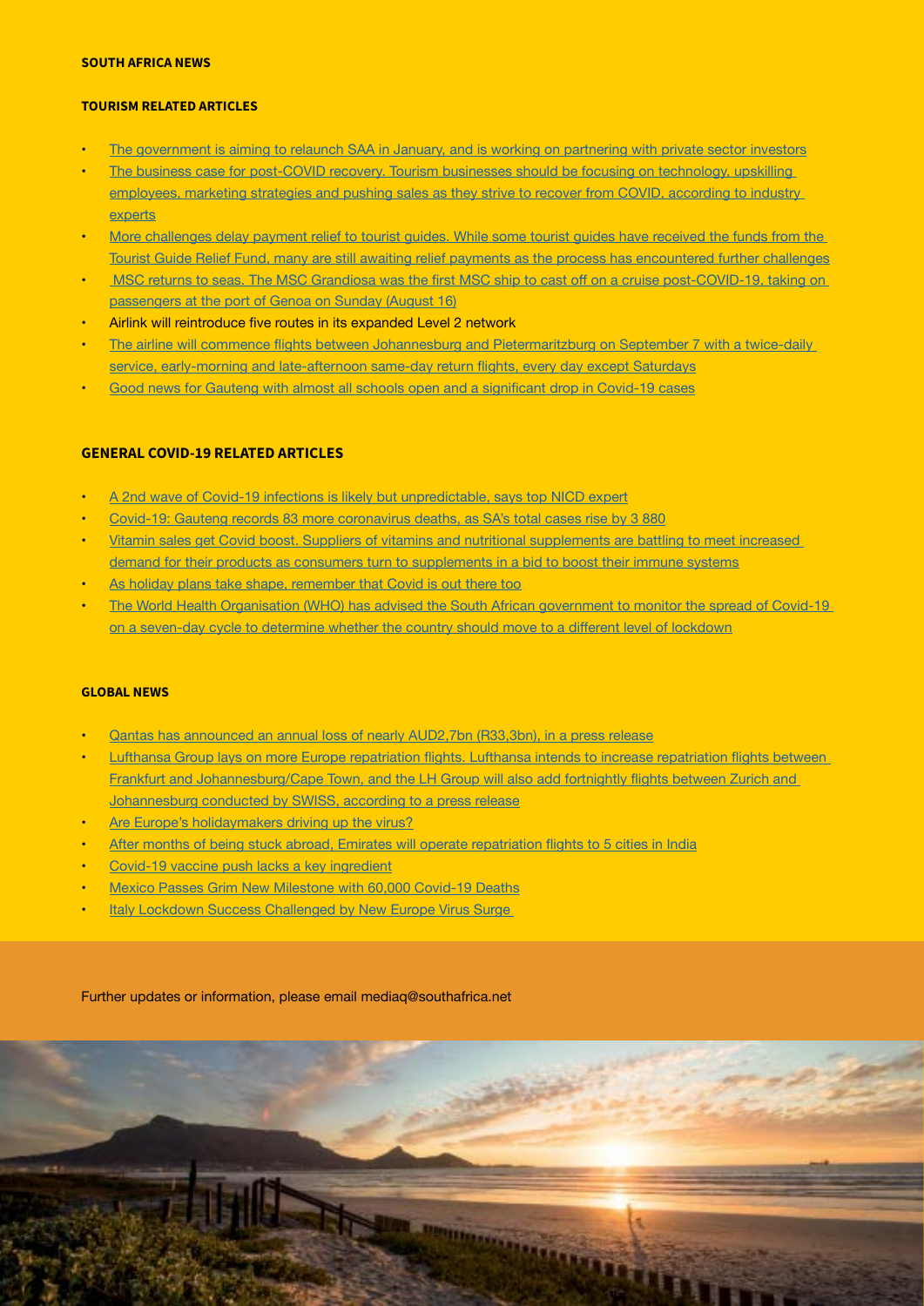**SOUTH AFRICA NEWS**

**TOURISM RELATED ARTICLES**

- The government is aiming to relaunch SAA in January, and is working on partnering with private sector investors
- The business case for post-COVID recovery. Tourism businesses should be focusing on technology, upskilling employees, marketing strategies and pushing sales as they strive to recover from COVID, according to industry experts
- More challenges delay payment relief to tourist guides. While some tourist guides have received the funds from the Tourist Guide Relief Fund, many are still awaiting relief payments as the process has encountered further challenges
- MSC returns to seas. The MSC Grandiosa was the first MSC ship to cast off on a cruise post-COVID-19, taking on passengers at the port of Genoa on Sunday (August 16)
- Airlink will reintroduce five routes in its expanded Level 2 network
- The airline will commence flights between Johannesburg and Pietermaritzburg on September 7 with a twice-daily service, early-morning and late-afternoon same-day return flights, every day except Saturdays
- Good news for Gauteng with almost all schools open and a significant drop in Covid-19 cases

**GENERAL COVID-19 RELATED ARTICLES**

- A 2nd wave of Covid-19 infections is likely but unpredictable, says top NICD expert
- Covid-19: Gauteng records 83 more coronavirus deaths, as SA's total cases rise by 3 880
- Vitamin sales get Covid boost. Suppliers of vitamins and nutritional supplements are battling to meet increased demand for their products as consumers turn to supplements in a bid to boost their immune systems
- As holiday plans take shape, remember that Covid is out there too
- The World Health Organisation (WHO) has advised the South African government to monitor the spread of Covid-19 on a seven-day cycle to determine whether the country should move to a different level of lockdown

**GLOBAL NEWS**

- Qantas has announced an annual loss of nearly AUD2,7bn (R33,3bn), in a press release
- Lufthansa Group lays on more Europe repatriation flights. Lufthansa intends to increase repatriation flights between Frankfurt and Johannesburg/Cape Town, and the LH Group will also add fortnightly flights between Zurich and Johannesburg conducted by SWISS, according to a press release
- Are Europe's holidaymakers driving up the virus?
- After months of being stuck abroad, Emirates will operate repatriation flights to 5 cities in India
- Covid-19 vaccine push lacks a key ingredient
- Mexico Passes Grim New Milestone with 60,000 Covid-19 Deaths
- Italy Lockdown Success Challenged by New Europe Virus Surge

Further updates or information, please email mediaq@southafrica.net